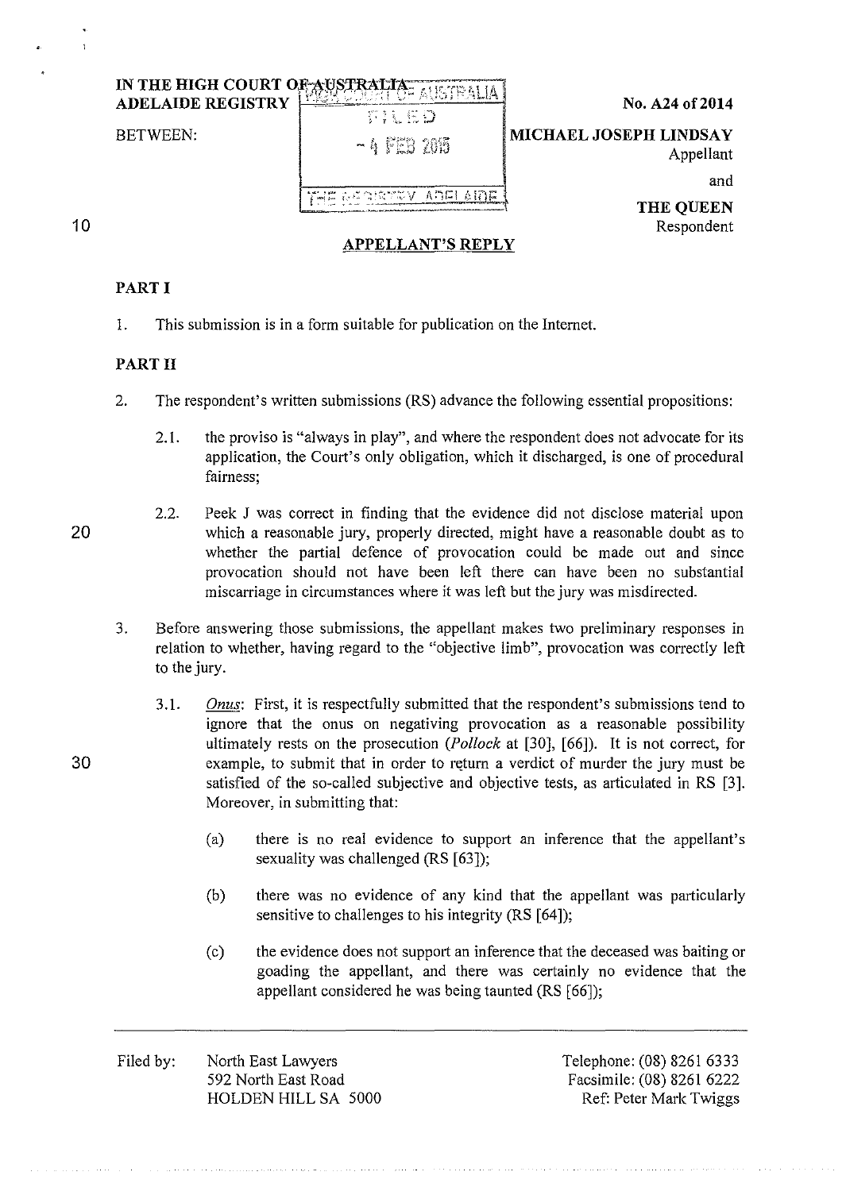IN THE HIGH COURT OF AUSTRALIA
ADELAIDE REGISTRY

No. A24 of 2014

BETWEEN:

FILED
- 4 FEB 2015
THE REGISTRY ADELAIDE

**MICHAEL JOSEPH LINDSAY**
Appellant

and

**THE QUEEN**
Respondent

## APPELLANT'S REPLY

### PART I

1. This submission is in a form suitable for publication on the Internet.

### PART II

2. The respondent's written submissions (RS) advance the following essential propositions:

   2.1. the proviso is "always in play", and where the respondent does not advocate for its application, the Court's only obligation, which it discharged, is one of procedural fairness;

   2.2. Peek J was correct in finding that the evidence did not disclose material upon which a reasonable jury, properly directed, might have a reasonable doubt as to whether the partial defence of provocation could be made out and since provocation should not have been left there can have been no substantial miscarriage in circumstances where it was left but the jury was misdirected.

3. Before answering those submissions, the appellant makes two preliminary responses in relation to whether, having regard to the "objective limb", provocation was correctly left to the jury.

   3.1. *Onus*: First, it is respectfully submitted that the respondent's submissions tend to ignore that the onus on negativing provocation as a reasonable possibility ultimately rests on the prosecution (*Pollock* at [30], [66]). It is not correct, for example, to submit that in order to return a verdict of murder the jury must be satisfied of the so-called subjective and objective tests, as articulated in RS [3]. Moreover, in submitting that:

      (a) there is no real evidence to support an inference that the appellant's sexuality was challenged (RS [63]);

      (b) there was no evidence of any kind that the appellant was particularly sensitive to challenges to his integrity (RS [64]);

      (c) the evidence does not support an inference that the deceased was baiting or goading the appellant, and there was certainly no evidence that the appellant considered he was being taunted (RS [66]);

Filed by: North East Lawyers
592 North East Road
HOLDEN HILL SA 5000

Telephone: (08) 8261 6333
Facsimile: (08) 8261 6222
Ref: Peter Mark Twiggs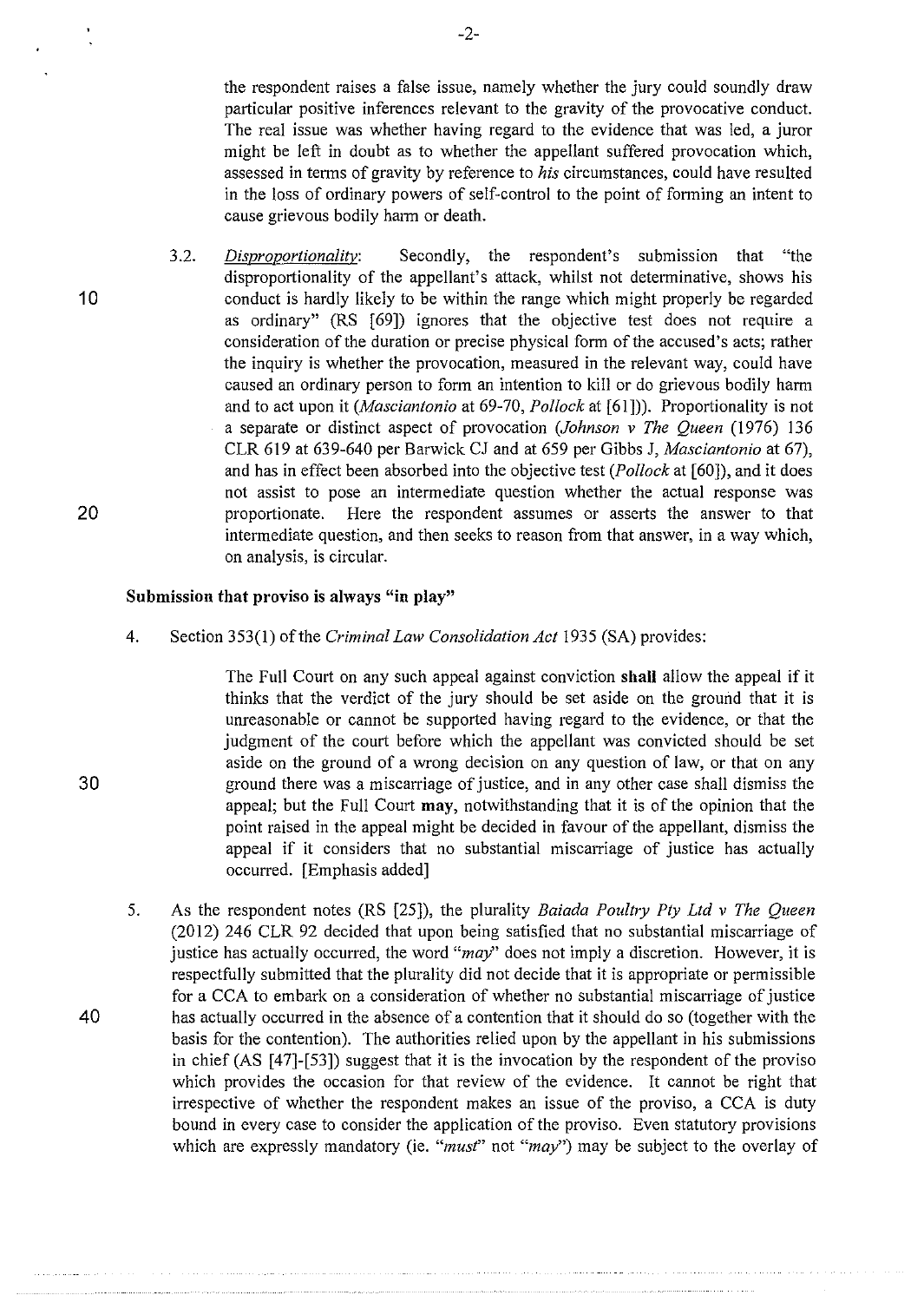the respondent raises a false issue, namely whether the jury could soundly draw particular positive inferences relevant to the gravity of the provocative conduct. The real issue was whether having regard to the evidence that was led, a juror might be left in doubt as to whether the appellant suffered provocation which, assessed in terms of gravity by reference to *his* circumstances, could have resulted in the loss of ordinary powers of self-control to the point of forming an intent to cause grievous bodily harm or death.

3.2. *Disproportionality*: Secondly, the respondent's submission that "the disproportionality of the appellant's attack, whilst not determinative, shows his conduct is hardly likely to be within the range which might properly be regarded as ordinary" (RS [69]) ignores that the objective test does not require a consideration of the duration or precise physical form of the accused's acts; rather the inquiry is whether the provocation, measured in the relevant way, could have caused an ordinary person to form an intention to kill or do grievous bodily harm and to act upon it (*Masciantonio* at 69-70, *Pollock* at [61]). Proportionality is not a separate or distinct aspect of provocation (*Johnson v The Queen* (1976) 136 CLR 619 at 639-640 per Barwick CJ and at 659 per Gibbs J, *Masciantonio* at 67), and has in effect been absorbed into the objective test (*Pollock* at [60]), and it does not assist to pose an intermediate question whether the actual response was proportionate. Here the respondent assumes or asserts the answer to that intermediate question, and then seeks to reason from that answer, in a way which, on analysis, is circular.

**Submission that proviso is always "in play"**

4. Section 353(1) of the *Criminal Law Consolidation Act* 1935 (SA) provides:

> The Full Court on any such appeal against conviction **shall** allow the appeal if it thinks that the verdict of the jury should be set aside on the ground that it is unreasonable or cannot be supported having regard to the evidence, or that the judgment of the court before which the appellant was convicted should be set aside on the ground of a wrong decision on any question of law, or that on any ground there was a miscarriage of justice, and in any other case shall dismiss the appeal; but the Full Court **may**, notwithstanding that it is of the opinion that the point raised in the appeal might be decided in favour of the appellant, dismiss the appeal if it considers that no substantial miscarriage of justice has actually occurred. [Emphasis added]

5. As the respondent notes (RS [25]), the plurality *Baiada Poultry Pty Ltd v The Queen* (2012) 246 CLR 92 decided that upon being satisfied that no substantial miscarriage of justice has actually occurred, the word *"may"* does not imply a discretion. However, it is respectfully submitted that the plurality did not decide that it is appropriate or permissible for a CCA to embark on a consideration of whether no substantial miscarriage of justice has actually occurred in the absence of a contention that it should do so (together with the basis for the contention). The authorities relied upon by the appellant in his submissions in chief (AS [47]-[53]) suggest that it is the invocation by the respondent of the proviso which provides the occasion for that review of the evidence. It cannot be right that irrespective of whether the respondent makes an issue of the proviso, a CCA is duty bound in every case to consider the application of the proviso. Even statutory provisions which are expressly mandatory (ie. *"must"* not *"may"*) may be subject to the overlay of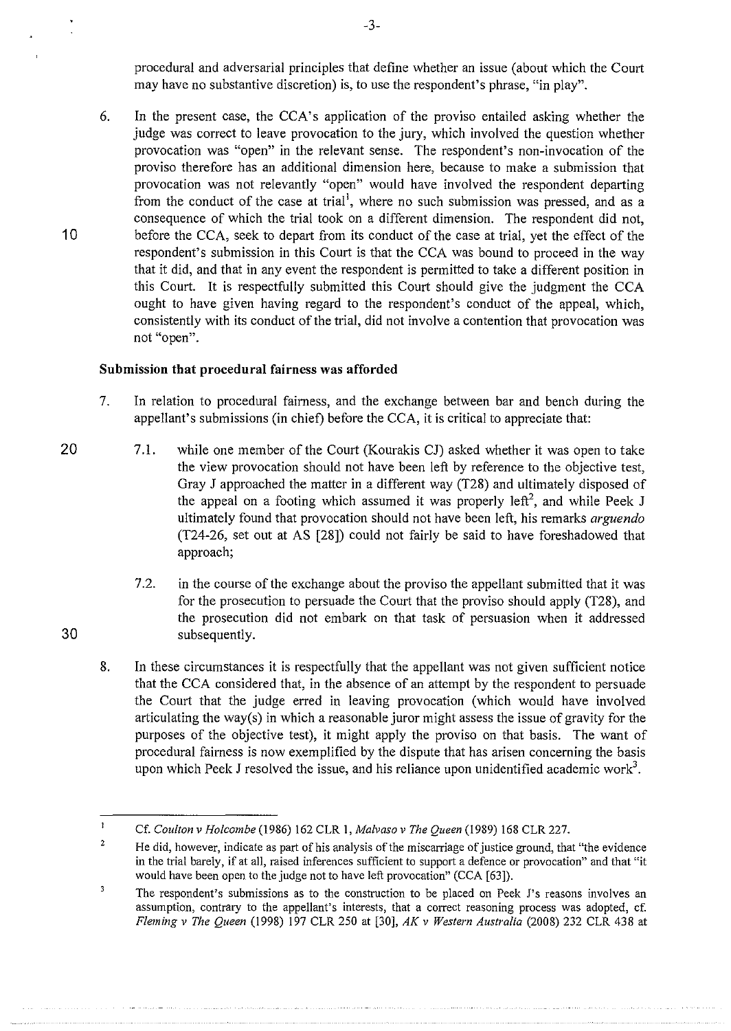procedural and adversarial principles that define whether an issue (about which the Court may have no substantive discretion) is, to use the respondent's phrase, "in play".

6. In the present case, the CCA's application of the proviso entailed asking whether the judge was correct to leave provocation to the jury, which involved the question whether provocation was "open" in the relevant sense. The respondent's non-invocation of the proviso therefore has an additional dimension here, because to make a submission that provocation was not relevantly "open" would have involved the respondent departing from the conduct of the case at trial[1], where no such submission was pressed, and as a consequence of which the trial took on a different dimension. The respondent did not, before the CCA, seek to depart from its conduct of the case at trial, yet the effect of the respondent's submission in this Court is that the CCA was bound to proceed in the way that it did, and that in any event the respondent is permitted to take a different position in this Court. It is respectfully submitted this Court should give the judgment the CCA ought to have given having regard to the respondent's conduct of the appeal, which, consistently with its conduct of the trial, did not involve a contention that provocation was not "open".

**Submission that procedural fairness was afforded**

7. In relation to procedural fairness, and the exchange between bar and bench during the appellant's submissions (in chief) before the CCA, it is critical to appreciate that:

   7.1. while one member of the Court (Kourakis CJ) asked whether it was open to take the view provocation should not have been left by reference to the objective test, Gray J approached the matter in a different way (T28) and ultimately disposed of the appeal on a footing which assumed it was properly left[2], and while Peek J ultimately found that provocation should not have been left, his remarks *arguendo* (T24-26, set out at AS [28]) could not fairly be said to have foreshadowed that approach;

   7.2. in the course of the exchange about the proviso the appellant submitted that it was for the prosecution to persuade the Court that the proviso should apply (T28), and the prosecution did not embark on that task of persuasion when it addressed subsequently.

8. In these circumstances it is respectfully that the appellant was not given sufficient notice that the CCA considered that, in the absence of an attempt by the respondent to persuade the Court that the judge erred in leaving provocation (which would have involved articulating the way(s) in which a reasonable juror might assess the issue of gravity for the purposes of the objective test), it might apply the proviso on that basis. The want of procedural fairness is now exemplified by the dispute that has arisen concerning the basis upon which Peek J resolved the issue, and his reliance upon unidentified academic work[3].

---

[1] Cf. *Coulton v Holcombe* (1986) 162 CLR 1, *Malvaso v The Queen* (1989) 168 CLR 227.

[2] He did, however, indicate as part of his analysis of the miscarriage of justice ground, that "the evidence in the trial barely, if at all, raised inferences sufficient to support a defence or provocation" and that "it would have been open to the judge not to have left provocation" (CCA [63]).

[3] The respondent's submissions as to the construction to be placed on Peek J's reasons involves an assumption, contrary to the appellant's interests, that a correct reasoning process was adopted, cf. *Fleming v The Queen* (1998) 197 CLR 250 at [30], *AK v Western Australia* (2008) 232 CLR 438 at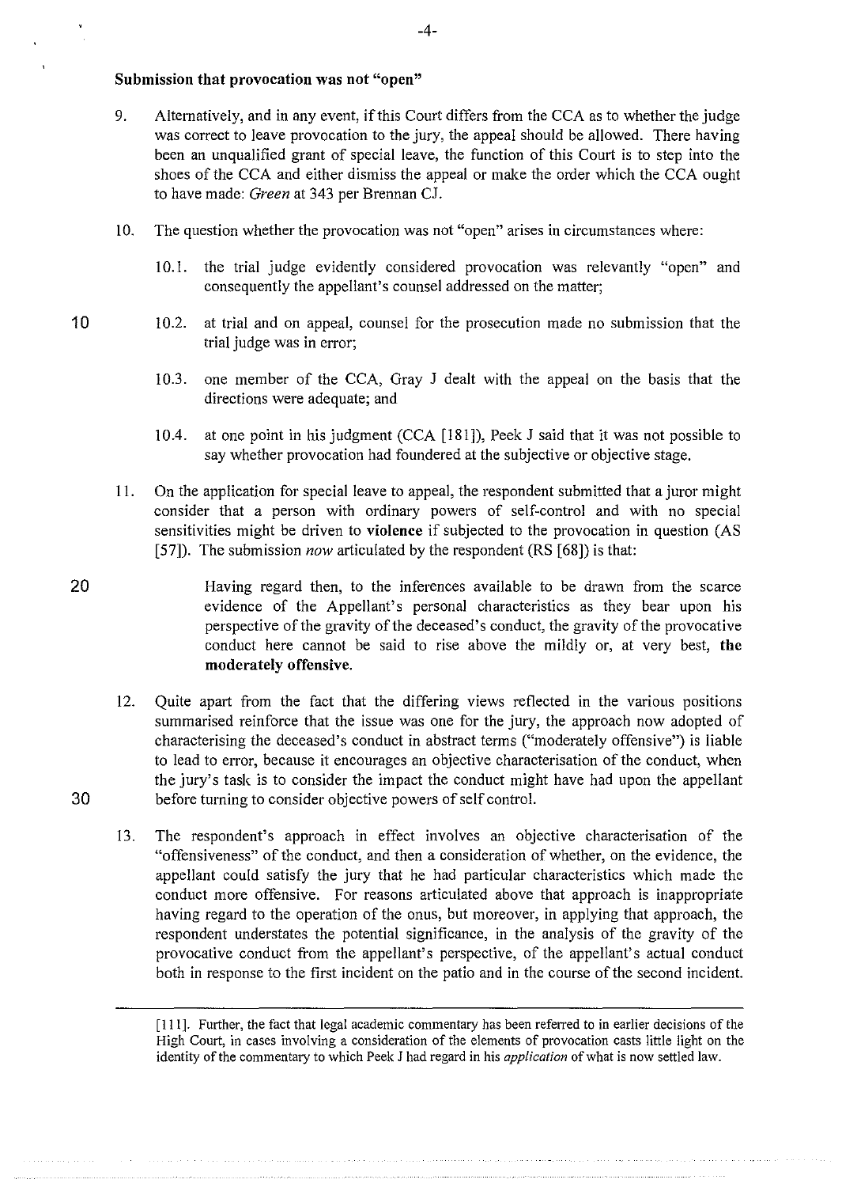**Submission that provocation was not "open"**

9. Alternatively, and in any event, if this Court differs from the CCA as to whether the judge was correct to leave provocation to the jury, the appeal should be allowed. There having been an unqualified grant of special leave, the function of this Court is to step into the shoes of the CCA and either dismiss the appeal or make the order which the CCA ought to have made: *Green* at 343 per Brennan CJ.

10. The question whether the provocation was not "open" arises in circumstances where:

    10.1. the trial judge evidently considered provocation was relevantly "open" and consequently the appellant's counsel addressed on the matter;

    10.2. at trial and on appeal, counsel for the prosecution made no submission that the trial judge was in error;

    10.3. one member of the CCA, Gray J dealt with the appeal on the basis that the directions were adequate; and

    10.4. at one point in his judgment (CCA [181]), Peek J said that it was not possible to say whether provocation had foundered at the subjective or objective stage.

11. On the application for special leave to appeal, the respondent submitted that a juror might consider that a person with ordinary powers of self-control and with no special sensitivities might be driven to **violence** if subjected to the provocation in question (AS [57]). The submission *now* articulated by the respondent (RS [68]) is that:

    > Having regard then, to the inferences available to be drawn from the scarce evidence of the Appellant's personal characteristics as they bear upon his perspective of the gravity of the deceased's conduct, the gravity of the provocative conduct here cannot be said to rise above the mildly or, at very best, **the moderately offensive.**

12. Quite apart from the fact that the differing views reflected in the various positions summarised reinforce that the issue was one for the jury, the approach now adopted of characterising the deceased's conduct in abstract terms ("moderately offensive") is liable to lead to error, because it encourages an objective characterisation of the conduct, when the jury's task is to consider the impact the conduct might have had upon the appellant before turning to consider objective powers of self control.

13. The respondent's approach in effect involves an objective characterisation of the "offensiveness" of the conduct, and then a consideration of whether, on the evidence, the appellant could satisfy the jury that he had particular characteristics which made the conduct more offensive. For reasons articulated above that approach is inappropriate having regard to the operation of the onus, but moreover, in applying that approach, the respondent understates the potential significance, in the analysis of the gravity of the provocative conduct from the appellant's perspective, of the appellant's actual conduct both in response to the first incident on the patio and in the course of the second incident.

---

[111]. Further, the fact that legal academic commentary has been referred to in earlier decisions of the High Court, in cases involving a consideration of the elements of provocation casts little light on the identity of the commentary to which Peek J had regard in his *application* of what is now settled law.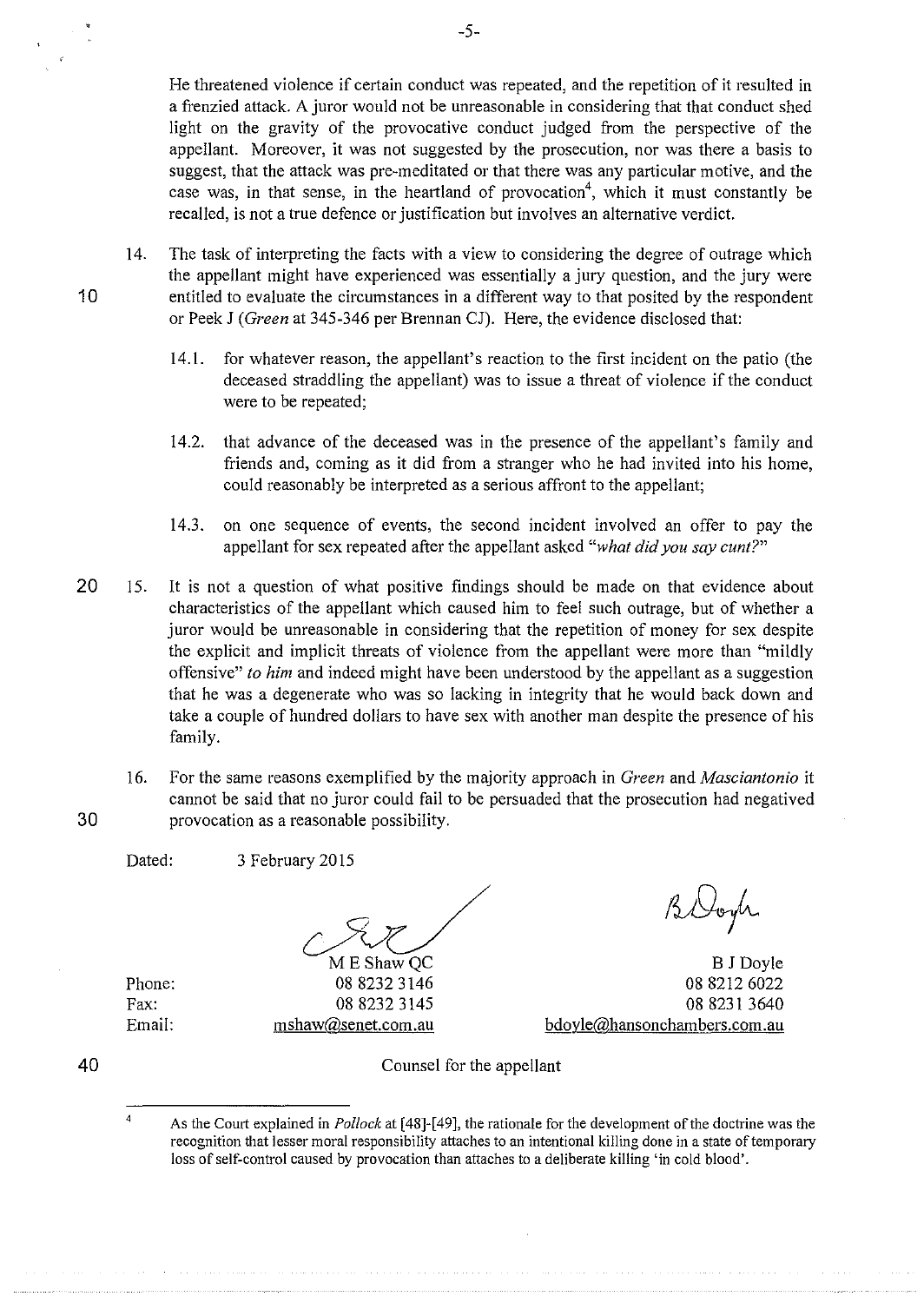He threatened violence if certain conduct was repeated, and the repetition of it resulted in a frenzied attack. A juror would not be unreasonable in considering that that conduct shed light on the gravity of the provocative conduct judged from the perspective of the appellant. Moreover, it was not suggested by the prosecution, nor was there a basis to suggest, that the attack was pre-meditated or that there was any particular motive, and the case was, in that sense, in the heartland of provocation[4], which it must constantly be recalled, is not a true defence or justification but involves an alternative verdict.

14. The task of interpreting the facts with a view to considering the degree of outrage which the appellant might have experienced was essentially a jury question, and the jury were entitled to evaluate the circumstances in a different way to that posited by the respondent or Peek J (*Green* at 345-346 per Brennan CJ). Here, the evidence disclosed that:

    14.1. for whatever reason, the appellant's reaction to the first incident on the patio (the deceased straddling the appellant) was to issue a threat of violence if the conduct were to be repeated;

    14.2. that advance of the deceased was in the presence of the appellant's family and friends and, coming as it did from a stranger who he had invited into his home, could reasonably be interpreted as a serious affront to the appellant;

    14.3. on one sequence of events, the second incident involved an offer to pay the appellant for sex repeated after the appellant asked *"what did you say cunt?"*

15. It is not a question of what positive findings should be made on that evidence about characteristics of the appellant which caused him to feel such outrage, but of whether a juror would be unreasonable in considering that the repetition of money for sex despite the explicit and implicit threats of violence from the appellant were more than "mildly offensive" *to him* and indeed might have been understood by the appellant as a suggestion that he was a degenerate who was so lacking in integrity that he would back down and take a couple of hundred dollars to have sex with another man despite the presence of his family.

16. For the same reasons exemplified by the majority approach in *Green* and *Masciantonio* it cannot be said that no juror could fail to be persuaded that the prosecution had negatived provocation as a reasonable possibility.

Dated: 3 February 2015

| | M E Shaw QC | B J Doyle |
|---|---|---|
| Phone: | 08 8232 3146 | 08 8212 6022 |
| Fax: | 08 8232 3145 | 08 8231 3640 |
| Email: | mshaw@senet.com.au | bdoyle@hansonchambers.com.au |

Counsel for the appellant

[4] As the Court explained in *Pollock* at [48]-[49], the rationale for the development of the doctrine was the recognition that lesser moral responsibility attaches to an intentional killing done in a state of temporary loss of self-control caused by provocation than attaches to a deliberate killing 'in cold blood'.